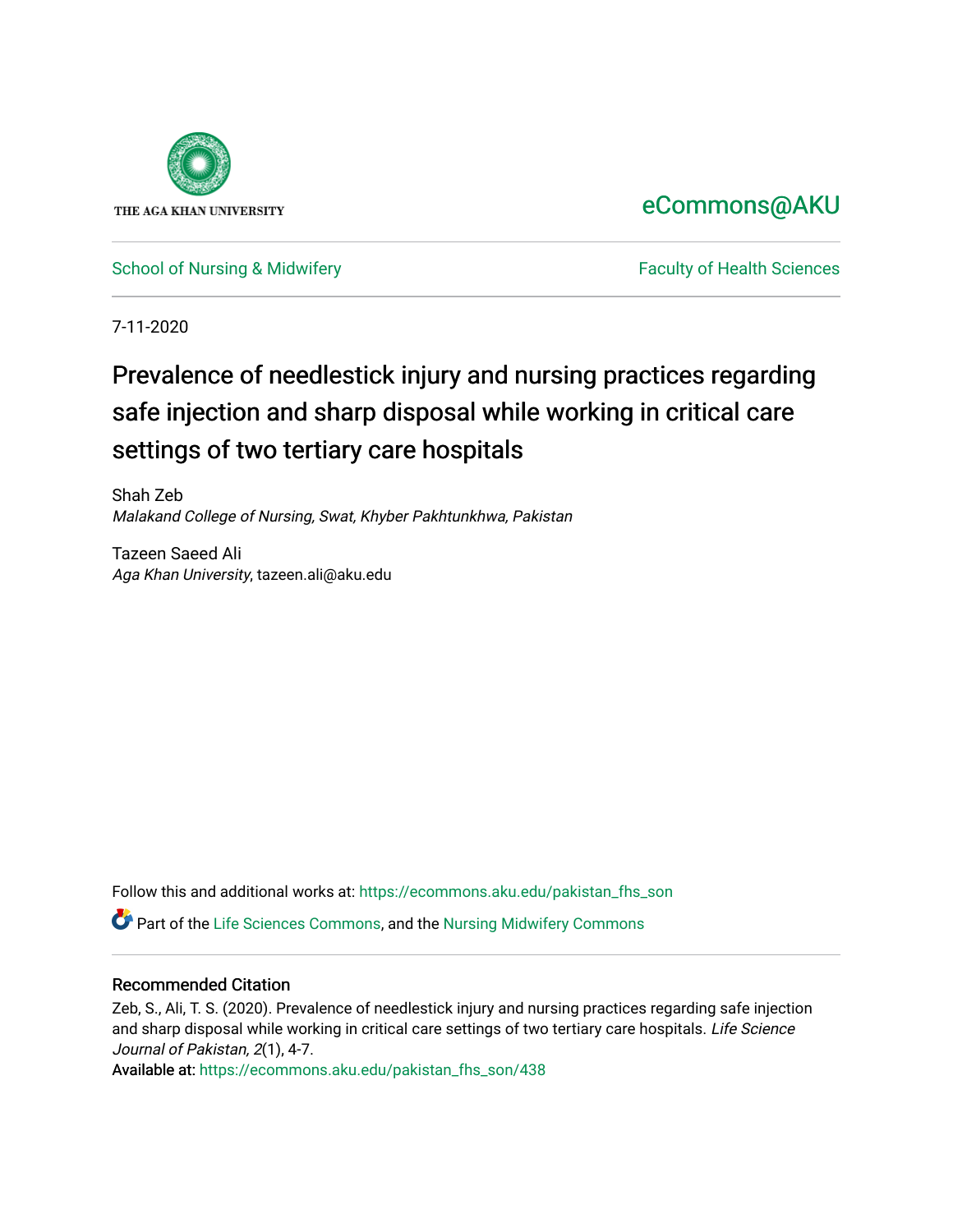THE AGA KHAN UNIVERSITY

eCommons@AKU

School of Nursing & Midwifery | Faculty of Health Sciences

7-11-2020

# Prevalence of needlestick injury and nursing practices regarding safe injection and sharp disposal while working in critical care settings of two tertiary care hospitals

Shah Zeb
*Malakand College of Nursing, Swat, Khyber Pakhtunkhwa, Pakistan*

Tazeen Saeed Ali
*Aga Khan University*, tazeen.ali@aku.edu

Follow this and additional works at: https://ecommons.aku.edu/pakistan_fhs_son

Part of the Life Sciences Commons, and the Nursing Midwifery Commons

## Recommended Citation

Zeb, S., Ali, T. S. (2020). Prevalence of needlestick injury and nursing practices regarding safe injection and sharp disposal while working in critical care settings of two tertiary care hospitals. *Life Science Journal of Pakistan, 2*(1), 4-7.
Available at: https://ecommons.aku.edu/pakistan_fhs_son/438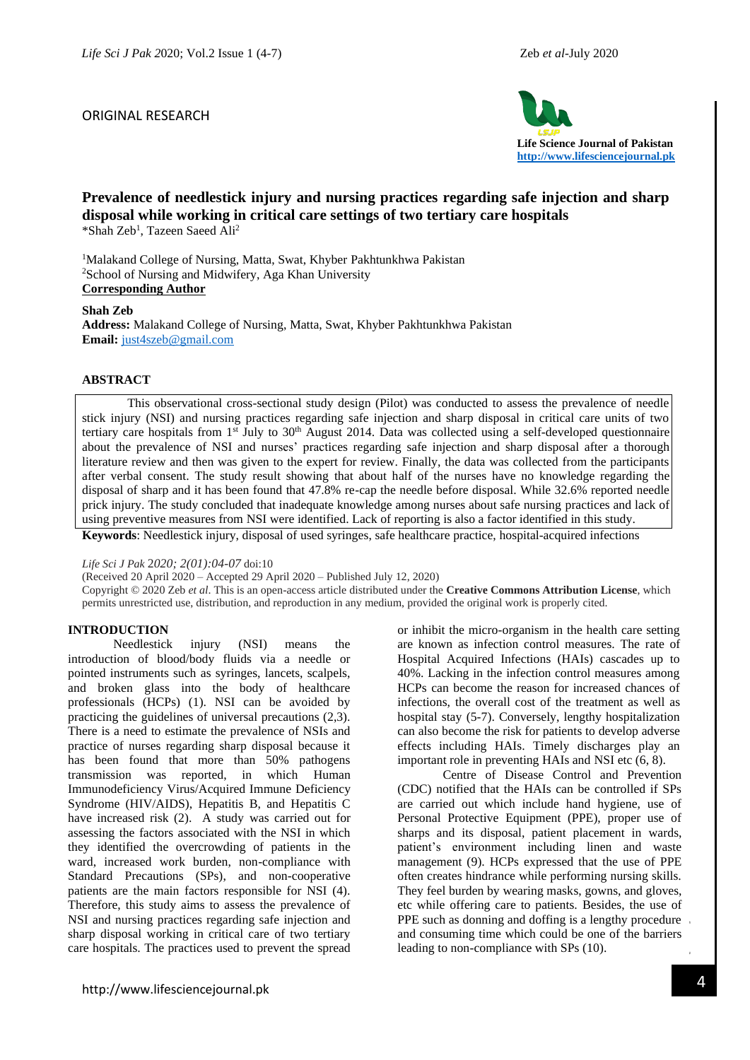ORIGINAL RESEARCH

# Prevalence of needlestick injury and nursing practices regarding safe injection and sharp disposal while working in critical care settings of two tertiary care hospitals

*Shah Zeb[1], Tazeen Saeed Ali[2]

[1]Malakand College of Nursing, Matta, Swat, Khyber Pakhtunkhwa Pakistan
[2]School of Nursing and Midwifery, Aga Khan University

**Corresponding Author**

**Shah Zeb**
**Address:** Malakand College of Nursing, Matta, Swat, Khyber Pakhtunkhwa Pakistan
**Email:** just4szeb@gmail.com

## ABSTRACT

This observational cross-sectional study design (Pilot) was conducted to assess the prevalence of needle stick injury (NSI) and nursing practices regarding safe injection and sharp disposal in critical care units of two tertiary care hospitals from 1st July to 30th August 2014. Data was collected using a self-developed questionnaire about the prevalence of NSI and nurses' practices regarding safe injection and sharp disposal after a thorough literature review and then was given to the expert for review. Finally, the data was collected from the participants after verbal consent. The study result showing that about half of the nurses have no knowledge regarding the disposal of sharp and it has been found that 47.8% re-cap the needle before disposal. While 32.6% reported needle prick injury. The study concluded that inadequate knowledge among nurses about safe nursing practices and lack of using preventive measures from NSI were identified. Lack of reporting is also a factor identified in this study.

**Keywords**: Needlestick injury, disposal of used syringes, safe healthcare practice, hospital-acquired infections

*Life Sci J Pak 2020; 2(01):04-07* doi:10
(Received 20 April 2020 – Accepted 29 April 2020 – Published July 12, 2020)
Copyright © 2020 Zeb *et al*. This is an open-access article distributed under the **Creative Commons Attribution License**, which permits unrestricted use, distribution, and reproduction in any medium, provided the original work is properly cited.

## INTRODUCTION

Needlestick injury (NSI) means the introduction of blood/body fluids via a needle or pointed instruments such as syringes, lancets, scalpels, and broken glass into the body of healthcare professionals (HCPs) (1). NSI can be avoided by practicing the guidelines of universal precautions (2,3). There is a need to estimate the prevalence of NSIs and practice of nurses regarding sharp disposal because it has been found that more than 50% pathogens transmission was reported, in which Human Immunodeficiency Virus/Acquired Immune Deficiency Syndrome (HIV/AIDS), Hepatitis B, and Hepatitis C have increased risk (2). A study was carried out for assessing the factors associated with the NSI in which they identified the overcrowding of patients in the ward, increased work burden, non-compliance with Standard Precautions (SPs), and non-cooperative patients are the main factors responsible for NSI (4). Therefore, this study aims to assess the prevalence of NSI and nursing practices regarding safe injection and sharp disposal working in critical care of two tertiary care hospitals. The practices used to prevent the spread or inhibit the micro-organism in the health care setting are known as infection control measures. The rate of Hospital Acquired Infections (HAIs) cascades up to 40%. Lacking in the infection control measures among HCPs can become the reason for increased chances of infections, the overall cost of the treatment as well as hospital stay (5-7). Conversely, lengthy hospitalization can also become the risk for patients to develop adverse effects including HAIs. Timely discharges play an important role in preventing HAIs and NSI etc (6, 8).

Centre of Disease Control and Prevention (CDC) notified that the HAIs can be controlled if SPs are carried out which include hand hygiene, use of Personal Protective Equipment (PPE), proper use of sharps and its disposal, patient placement in wards, patient's environment including linen and waste management (9). HCPs expressed that the use of PPE often creates hindrance while performing nursing skills. They feel burden by wearing masks, gowns, and gloves, etc while offering care to patients. Besides, the use of PPE such as donning and doffing is a lengthy procedure and consuming time which could be one of the barriers leading to non-compliance with SPs (10).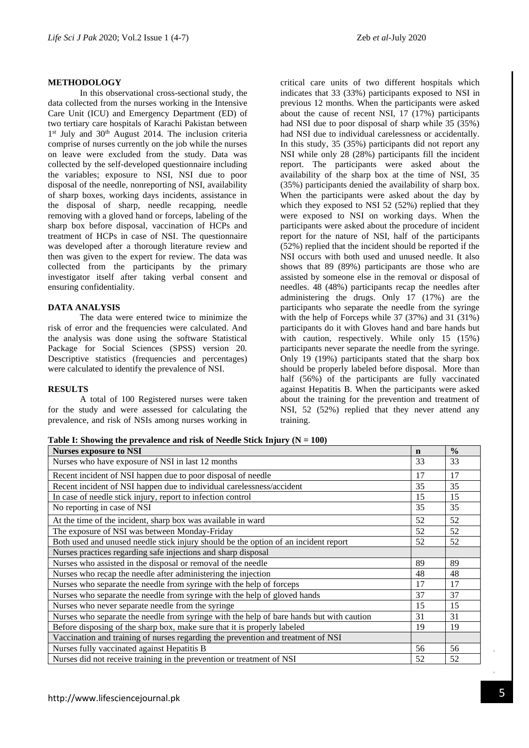## METHODOLOGY

In this observational cross-sectional study, the data collected from the nurses working in the Intensive Care Unit (ICU) and Emergency Department (ED) of two tertiary care hospitals of Karachi Pakistan between 1st July and 30th August 2014. The inclusion criteria comprise of nurses currently on the job while the nurses on leave were excluded from the study. Data was collected by the self-developed questionnaire including the variables; exposure to NSI, NSI due to poor disposal of the needle, nonreporting of NSI, availability of sharp boxes, working days incidents, assistance in the disposal of sharp, needle recapping, needle removing with a gloved hand or forceps, labeling of the sharp box before disposal, vaccination of HCPs and treatment of HCPs in case of NSI. The questionnaire was developed after a thorough literature review and then was given to the expert for review. The data was collected from the participants by the primary investigator itself after taking verbal consent and ensuring confidentiality.

## DATA ANALYSIS

The data were entered twice to minimize the risk of error and the frequencies were calculated. And the analysis was done using the software Statistical Package for Social Sciences (SPSS) version 20. Descriptive statistics (frequencies and percentages) were calculated to identify the prevalence of NSI.

## RESULTS

A total of 100 Registered nurses were taken for the study and were assessed for calculating the prevalence, and risk of NSIs among nurses working in critical care units of two different hospitals which indicates that 33 (33%) participants exposed to NSI in previous 12 months. When the participants were asked about the cause of recent NSI, 17 (17%) participants had NSI due to poor disposal of sharp while 35 (35%) had NSI due to individual carelessness or accidentally. In this study, 35 (35%) participants did not report any NSI while only 28 (28%) participants fill the incident report. The participants were asked about the availability of the sharp box at the time of NSI, 35 (35%) participants denied the availability of sharp box. When the participants were asked about the day by which they exposed to NSI 52 (52%) replied that they were exposed to NSI on working days. When the participants were asked about the procedure of incident report for the nature of NSI, half of the participants (52%) replied that the incident should be reported if the NSI occurs with both used and unused needle. It also shows that 89 (89%) participants are those who are assisted by someone else in the removal or disposal of needles. 48 (48%) participants recap the needles after administering the drugs. Only 17 (17%) are the participants who separate the needle from the syringe with the help of Forceps while 37 (37%) and 31 (31%) participants do it with Gloves hand and bare hands but with caution, respectively. While only 15 (15%) participants never separate the needle from the syringe. Only 19 (19%) participants stated that the sharp box should be properly labeled before disposal. More than half (56%) of the participants are fully vaccinated against Hepatitis B. When the participants were asked about the training for the prevention and treatment of NSI, 52 (52%) replied that they never attend any training.

**Table I: Showing the prevalence and risk of Needle Stick Injury (N = 100)**

| Nurses exposure to NSI | n | % |
|---|---|---|
| Nurses who have exposure of NSI in last 12 months | 33 | 33 |
| Recent incident of NSI happen due to poor disposal of needle | 17 | 17 |
| Recent incident of NSI happen due to individual carelessness/accident | 35 | 35 |
| In case of needle stick injury, report to infection control | 15 | 15 |
| No reporting in case of NSI | 35 | 35 |
| At the time of the incident, sharp box was available in ward | 52 | 52 |
| The exposure of NSI was between Monday-Friday | 52 | 52 |
| Both used and unused needle stick injury should be the option of an incident report | 52 | 52 |
| Nurses practices regarding safe injections and sharp disposal | | |
| Nurses who assisted in the disposal or removal of the needle | 89 | 89 |
| Nurses who recap the needle after administering the injection | 48 | 48 |
| Nurses who separate the needle from syringe with the help of forceps | 17 | 17 |
| Nurses who separate the needle from syringe with the help of gloved hands | 37 | 37 |
| Nurses who never separate needle from the syringe | 15 | 15 |
| Nurses who separate the needle from syringe with the help of bare hands but with caution | 31 | 31 |
| Before disposing of the sharp box, make sure that it is properly labeled | 19 | 19 |
| Vaccination and training of nurses regarding the prevention and treatment of NSI | | |
| Nurses fully vaccinated against Hepatitis B | 56 | 56 |
| Nurses did not receive training in the prevention or treatment of NSI | 52 | 52 |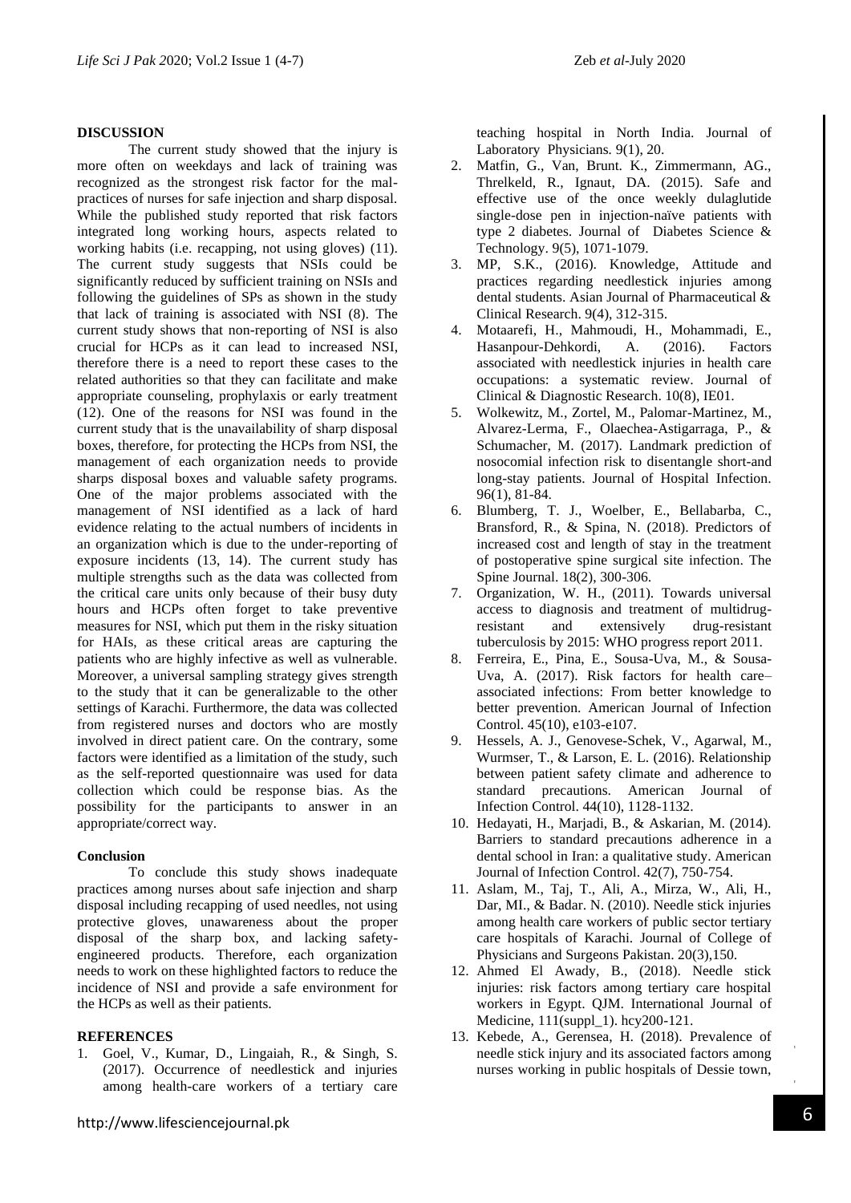## DISCUSSION

The current study showed that the injury is more often on weekdays and lack of training was recognized as the strongest risk factor for the mal-practices of nurses for safe injection and sharp disposal. While the published study reported that risk factors integrated long working hours, aspects related to working habits (i.e. recapping, not using gloves) (11). The current study suggests that NSIs could be significantly reduced by sufficient training on NSIs and following the guidelines of SPs as shown in the study that lack of training is associated with NSI (8). The current study shows that non-reporting of NSI is also crucial for HCPs as it can lead to increased NSI, therefore there is a need to report these cases to the related authorities so that they can facilitate and make appropriate counseling, prophylaxis or early treatment (12). One of the reasons for NSI was found in the current study that is the unavailability of sharp disposal boxes, therefore, for protecting the HCPs from NSI, the management of each organization needs to provide sharps disposal boxes and valuable safety programs. One of the major problems associated with the management of NSI identified as a lack of hard evidence relating to the actual numbers of incidents in an organization which is due to the under-reporting of exposure incidents (13, 14). The current study has multiple strengths such as the data was collected from the critical care units only because of their busy duty hours and HCPs often forget to take preventive measures for NSI, which put them in the risky situation for HAIs, as these critical areas are capturing the patients who are highly infective as well as vulnerable. Moreover, a universal sampling strategy gives strength to the study that it can be generalizable to the other settings of Karachi. Furthermore, the data was collected from registered nurses and doctors who are mostly involved in direct patient care. On the contrary, some factors were identified as a limitation of the study, such as the self-reported questionnaire was used for data collection which could be response bias. As the possibility for the participants to answer in an appropriate/correct way.

## Conclusion

To conclude this study shows inadequate practices among nurses about safe injection and sharp disposal including recapping of used needles, not using protective gloves, unawareness about the proper disposal of the sharp box, and lacking safety-engineered products. Therefore, each organization needs to work on these highlighted factors to reduce the incidence of NSI and provide a safe environment for the HCPs as well as their patients.

## REFERENCES

1. Goel, V., Kumar, D., Lingaiah, R., & Singh, S. (2017). Occurrence of needlestick and injuries among health-care workers of a tertiary care teaching hospital in North India. Journal of Laboratory Physicians. 9(1), 20.
2. Matfin, G., Van, Brunt. K., Zimmermann, AG., Threlkeld, R., Ignaut, DA. (2015). Safe and effective use of the once weekly dulaglutide single-dose pen in injection-naïve patients with type 2 diabetes. Journal of Diabetes Science & Technology. 9(5), 1071-1079.
3. MP, S.K., (2016). Knowledge, Attitude and practices regarding needlestick injuries among dental students. Asian Journal of Pharmaceutical & Clinical Research. 9(4), 312-315.
4. Motaarefi, H., Mahmoudi, H., Mohammadi, E., Hasanpour-Dehkordi, A. (2016). Factors associated with needlestick injuries in health care occupations: a systematic review. Journal of Clinical & Diagnostic Research. 10(8), IE01.
5. Wolkewitz, M., Zortel, M., Palomar-Martinez, M., Alvarez-Lerma, F., Olaechea-Astigarraga, P., & Schumacher, M. (2017). Landmark prediction of nosocomial infection risk to disentangle short-and long-stay patients. Journal of Hospital Infection. 96(1), 81-84.
6. Blumberg, T. J., Woelber, E., Bellabarba, C., Bransford, R., & Spina, N. (2018). Predictors of increased cost and length of stay in the treatment of postoperative spine surgical site infection. The Spine Journal. 18(2), 300-306.
7. Organization, W. H., (2011). Towards universal access to diagnosis and treatment of multidrug-resistant and extensively drug-resistant tuberculosis by 2015: WHO progress report 2011.
8. Ferreira, E., Pina, E., Sousa-Uva, M., & Sousa-Uva, A. (2017). Risk factors for health care–associated infections: From better knowledge to better prevention. American Journal of Infection Control. 45(10), e103-e107.
9. Hessels, A. J., Genovese-Schek, V., Agarwal, M., Wurmser, T., & Larson, E. L. (2016). Relationship between patient safety climate and adherence to standard precautions. American Journal of Infection Control. 44(10), 1128-1132.
10. Hedayati, H., Marjadi, B., & Askarian, M. (2014). Barriers to standard precautions adherence in a dental school in Iran: a qualitative study. American Journal of Infection Control. 42(7), 750-754.
11. Aslam, M., Taj, T., Ali, A., Mirza, W., Ali, H., Dar, MI., & Badar. N. (2010). Needle stick injuries among health care workers of public sector tertiary care hospitals of Karachi. Journal of College of Physicians and Surgeons Pakistan. 20(3),150.
12. Ahmed El Awady, B., (2018). Needle stick injuries: risk factors among tertiary care hospital workers in Egypt. QJM. International Journal of Medicine, 111(suppl_1). hcy200-121.
13. Kebede, A., Gerensea, H. (2018). Prevalence of needle stick injury and its associated factors among nurses working in public hospitals of Dessie town,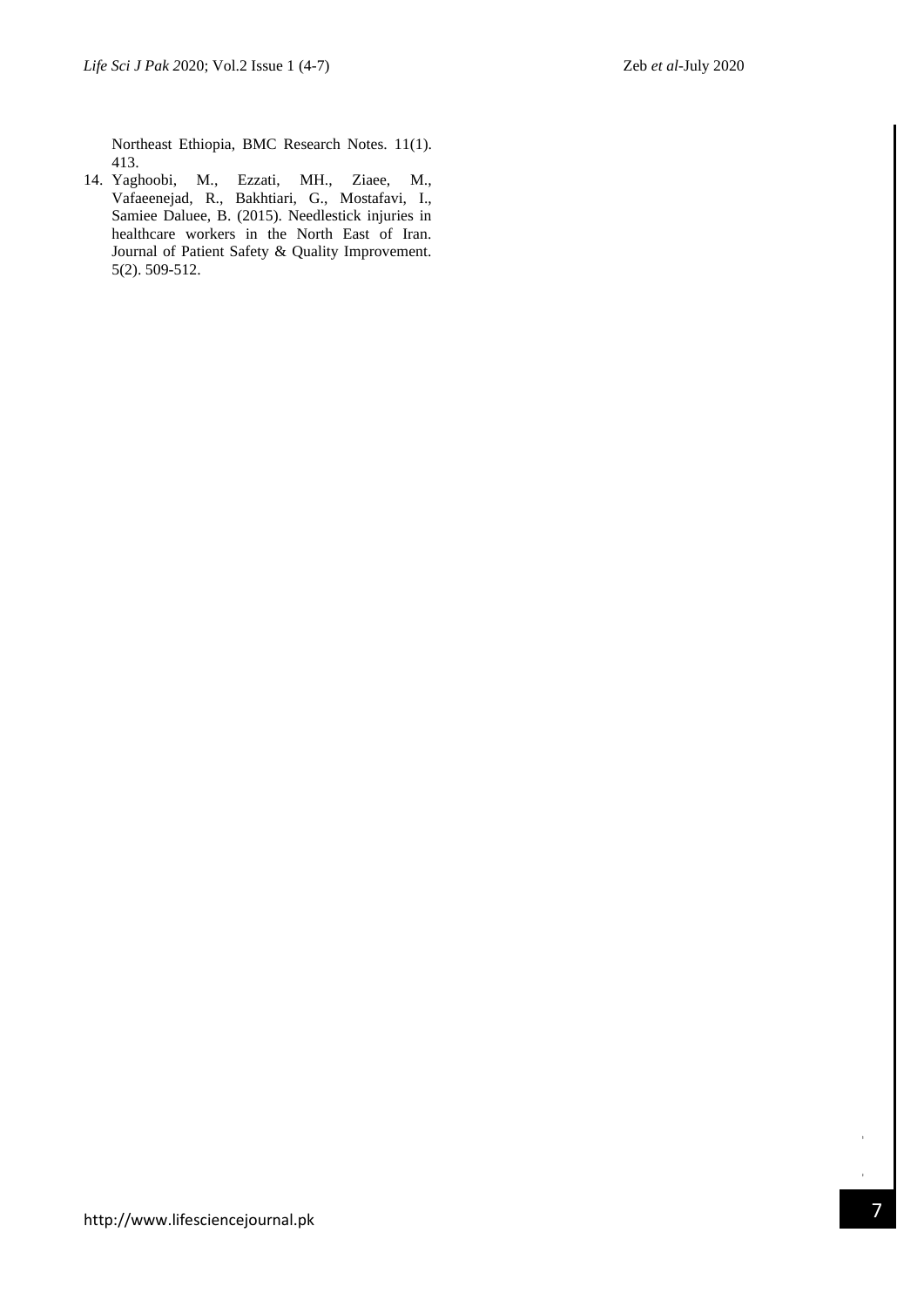Northeast Ethiopia, BMC Research Notes. 11(1). 413.

14. Yaghoobi, M., Ezzati, MH., Ziaee, M., Vafaeenejad, R., Bakhtiari, G., Mostafavi, I., Samiee Daluee, B. (2015). Needlestick injuries in healthcare workers in the North East of Iran. Journal of Patient Safety & Quality Improvement. 5(2). 509-512.